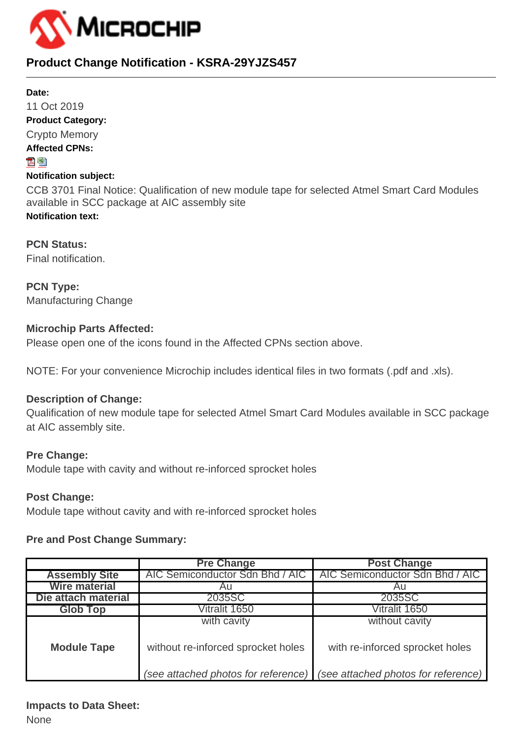# Product Change Notification - KSRA-29YJZS457

**Date:**

11 Oct 2019

**Product Category:**

Crypto Memory

**Affected CPNs:**

**Notification subject:**

CCB 3701 Final Notice: Qualification of new module tape for selected Atmel Smart Card Modules available in SCC package at AIC assembly site

**Notification text:**

**PCN Status:**

Final notification.

**PCN Type:**

Manufacturing Change

**Microchip Parts Affected:**

Please open one of the icons found in the Affected CPNs section above.

NOTE: For your convenience Microchip includes identical files in two formats (.pdf and .xls).

**Description of Change:**

Qualification of new module tape for selected Atmel Smart Card Modules available in SCC package at AIC assembly site.

**Pre Change:**

Module tape with cavity and without re-inforced sprocket holes

**Post Change:**

Module tape without cavity and with re-inforced sprocket holes

**Pre and Post Change Summary:**

| | Pre Change | Post Change |
|---|---|---|
| **Assembly Site** | AIC Semiconductor Sdn Bhd / AIC | AIC Semiconductor Sdn Bhd / AIC |
| **Wire material** | Au | Au |
| **Die attach material** | 2035SC | 2035SC |
| **Glob Top** | Vitralit 1650 | Vitralit 1650 |
| **Module Tape** | with cavity<br><br>without re-inforced sprocket holes<br><br>*(see attached photos for reference)* | without cavity<br><br>with re-inforced sprocket holes<br><br>*(see attached photos for reference)* |

**Impacts to Data Sheet:**

None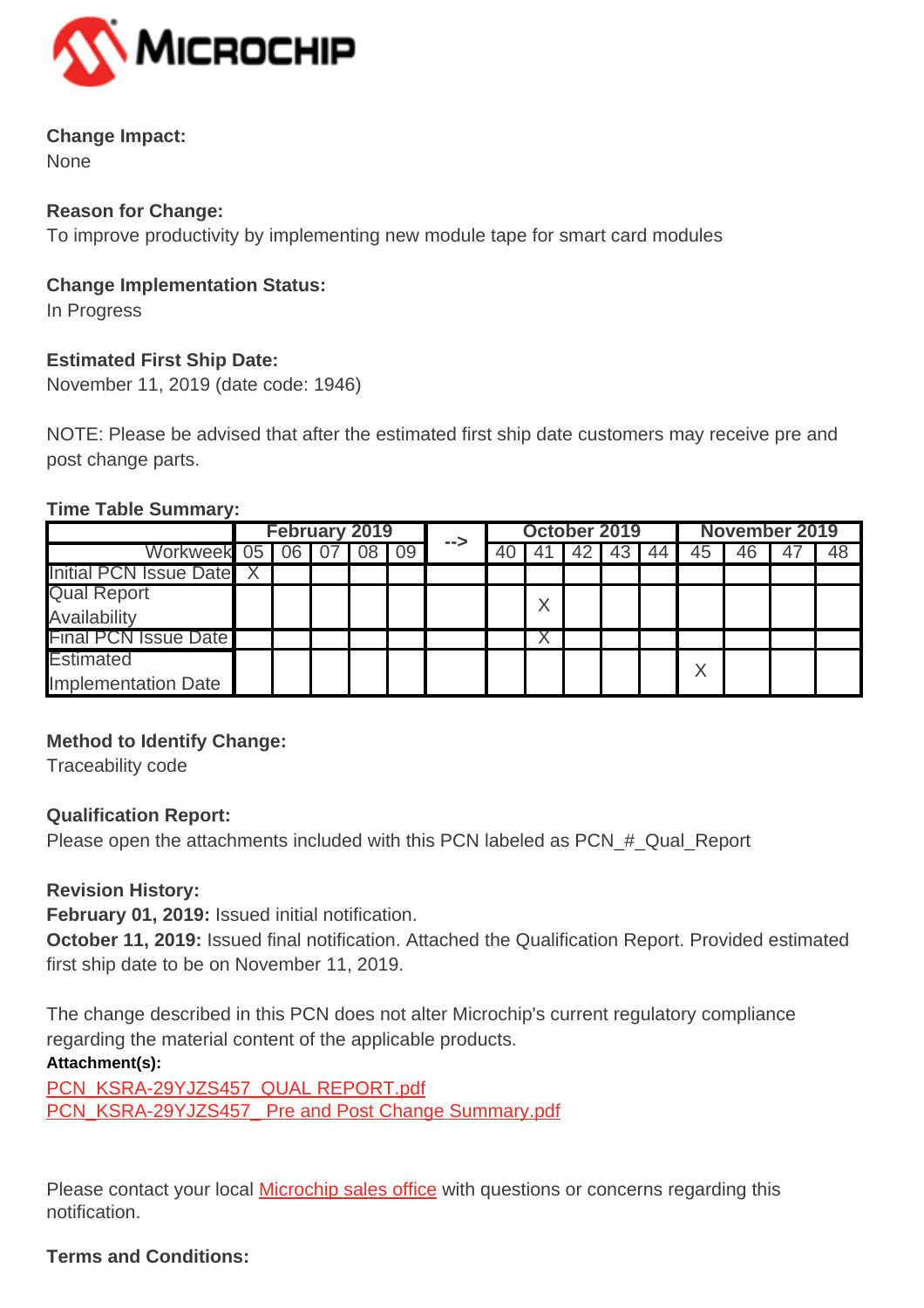**Change Impact:**
None

**Reason for Change:**
To improve productivity by implementing new module tape for smart card modules

**Change Implementation Status:**
In Progress

**Estimated First Ship Date:**
November 11, 2019 (date code: 1946)

NOTE: Please be advised that after the estimated first ship date customers may receive pre and post change parts.

**Time Table Summary:**

| | February 2019 | | | | | --> | October 2019 | | | | | November 2019 | | | |
|---|---|---|---|---|---|---|---|---|---|---|---|---|---|---|---|
| Workweek | 05 | 06 | 07 | 08 | 09 | | 40 | 41 | 42 | 43 | 44 | 45 | 46 | 47 | 48 |
| Initial PCN Issue Date | X | | | | | | | | | | | | | | |
| Qual Report Availability | | | | | | | | X | | | | | | | |
| Final PCN Issue Date | | | | | | | | X | | | | | | | |
| Estimated Implementation Date | | | | | | | | | | | | X | | | |

**Method to Identify Change:**
Traceability code

**Qualification Report:**
Please open the attachments included with this PCN labeled as PCN_#_Qual_Report

**Revision History:**
**February 01, 2019:** Issued initial notification.
**October 11, 2019:** Issued final notification. Attached the Qualification Report. Provided estimated first ship date to be on November 11, 2019.

The change described in this PCN does not alter Microchip's current regulatory compliance regarding the material content of the applicable products.

**Attachment(s):**
PCN_KSRA-29YJZS457_QUAL REPORT.pdf
PCN_KSRA-29YJZS457_ Pre and Post Change Summary.pdf

Please contact your local Microchip sales office with questions or concerns regarding this notification.

**Terms and Conditions:**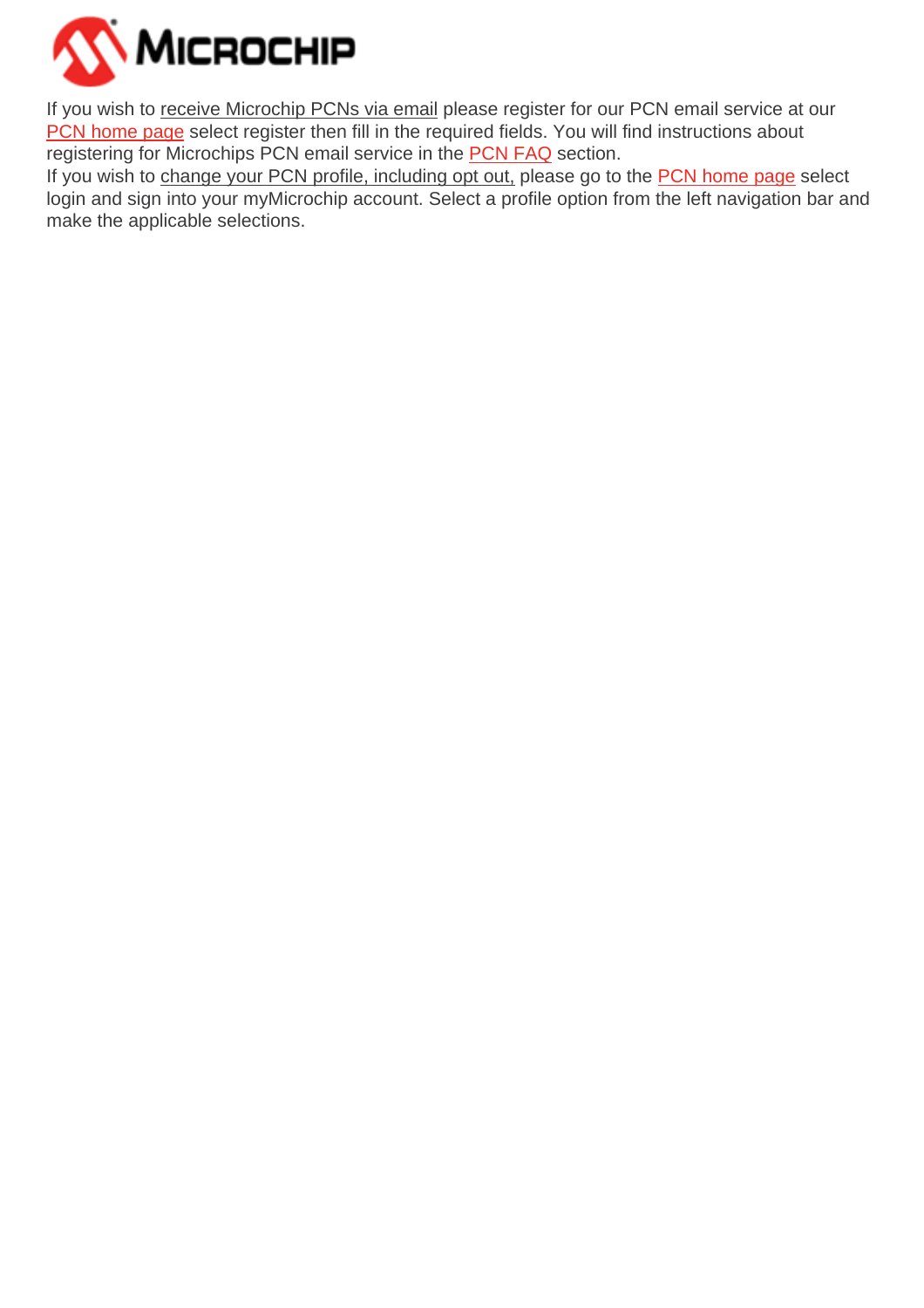If you wish to receive Microchip PCNs via email please register for our PCN email service at our PCN home page select register then fill in the required fields. You will find instructions about registering for Microchips PCN email service in the PCN FAQ section.

If you wish to change your PCN profile, including opt out, please go to the PCN home page select login and sign into your myMicrochip account. Select a profile option from the left navigation bar and make the applicable selections.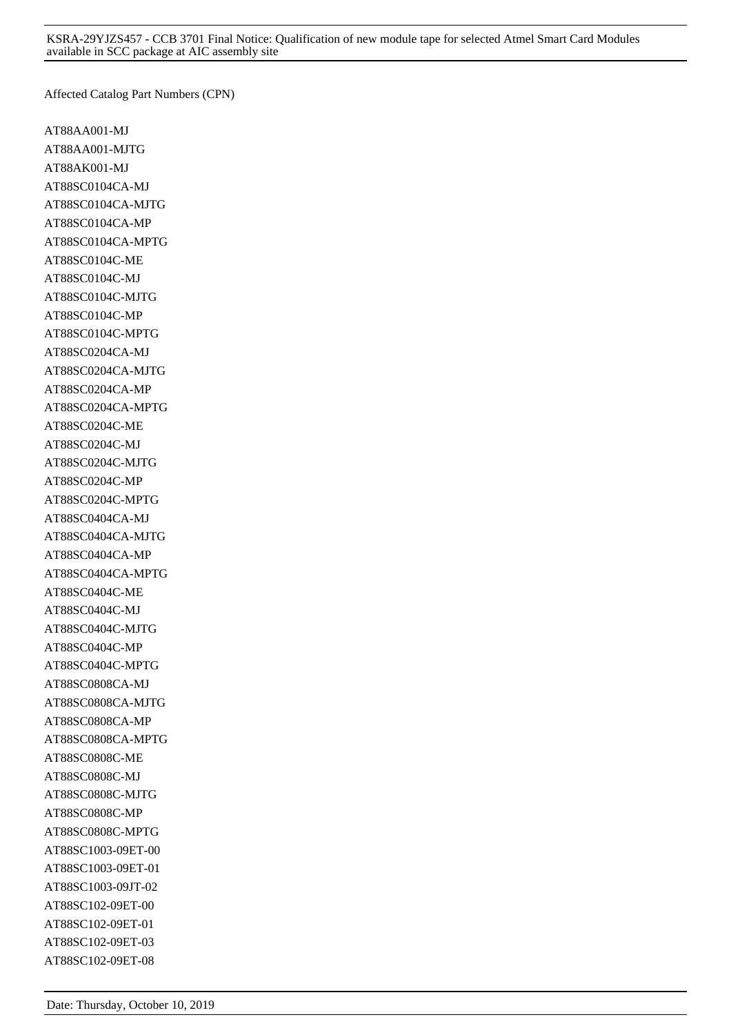Affected Catalog Part Numbers (CPN)

AT88AA001-MJ
AT88AA001-MJTG
AT88AK001-MJ
AT88SC0104CA-MJ
AT88SC0104CA-MJTG
AT88SC0104CA-MP
AT88SC0104CA-MPTG
AT88SC0104C-ME
AT88SC0104C-MJ
AT88SC0104C-MJTG
AT88SC0104C-MP
AT88SC0104C-MPTG
AT88SC0204CA-MJ
AT88SC0204CA-MJTG
AT88SC0204CA-MP
AT88SC0204CA-MPTG
AT88SC0204C-ME
AT88SC0204C-MJ
AT88SC0204C-MJTG
AT88SC0204C-MP
AT88SC0204C-MPTG
AT88SC0404CA-MJ
AT88SC0404CA-MJTG
AT88SC0404CA-MP
AT88SC0404CA-MPTG
AT88SC0404C-ME
AT88SC0404C-MJ
AT88SC0404C-MJTG
AT88SC0404C-MP
AT88SC0404C-MPTG
AT88SC0808CA-MJ
AT88SC0808CA-MJTG
AT88SC0808CA-MP
AT88SC0808CA-MPTG
AT88SC0808C-ME
AT88SC0808C-MJ
AT88SC0808C-MJTG
AT88SC0808C-MP
AT88SC0808C-MPTG
AT88SC1003-09ET-00
AT88SC1003-09ET-01
AT88SC1003-09JT-02
AT88SC102-09ET-00
AT88SC102-09ET-01
AT88SC102-09ET-03
AT88SC102-09ET-08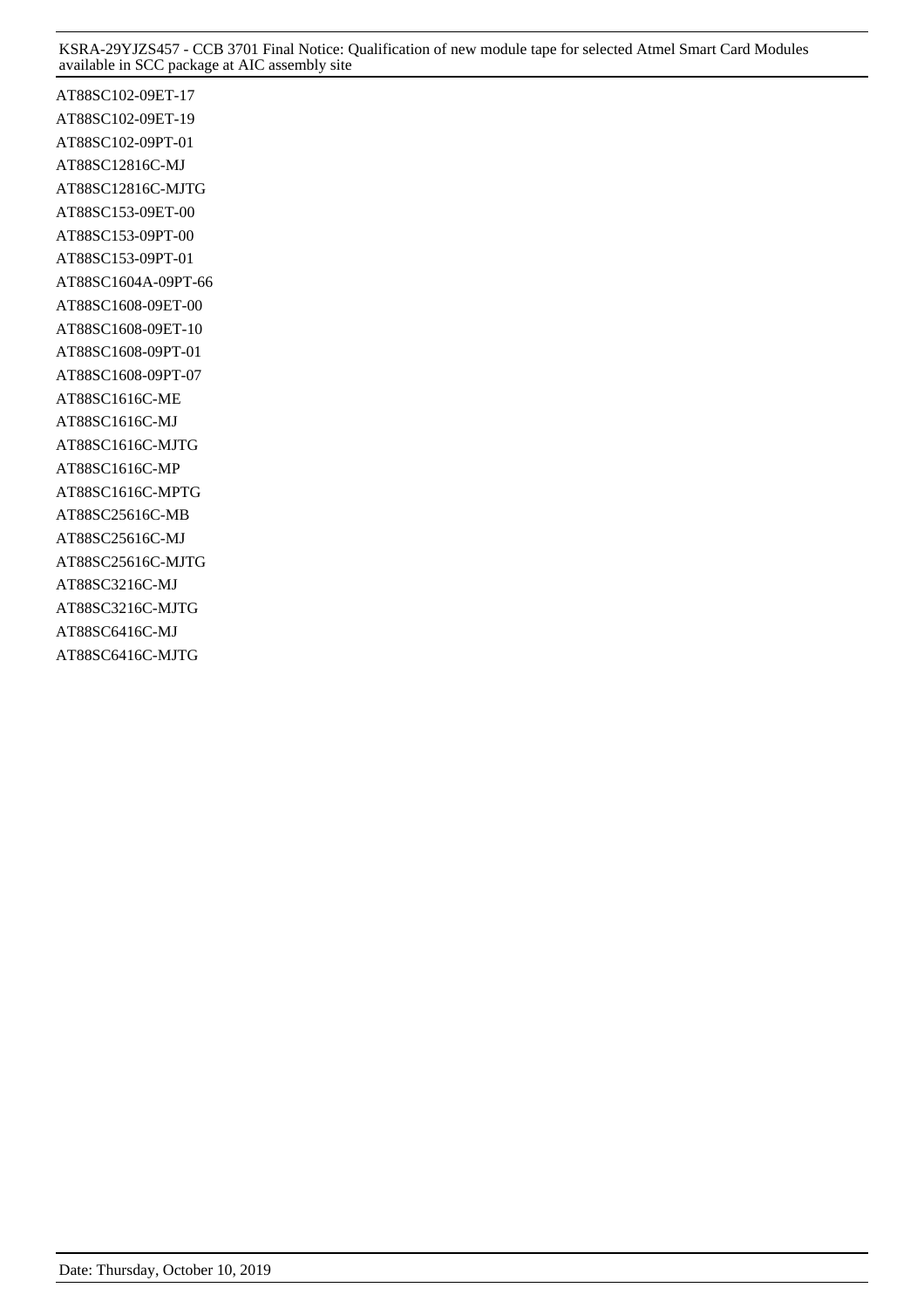AT88SC102-09ET-17

AT88SC102-09ET-19

AT88SC102-09PT-01

AT88SC12816C-MJ

AT88SC12816C-MJTG

AT88SC153-09ET-00

AT88SC153-09PT-00

AT88SC153-09PT-01

AT88SC1604A-09PT-66

AT88SC1608-09ET-00

AT88SC1608-09ET-10

AT88SC1608-09PT-01

AT88SC1608-09PT-07

AT88SC1616C-ME

AT88SC1616C-MJ

AT88SC1616C-MJTG

AT88SC1616C-MP

AT88SC1616C-MPTG

AT88SC25616C-MB

AT88SC25616C-MJ

AT88SC25616C-MJTG

AT88SC3216C-MJ

AT88SC3216C-MJTG

AT88SC6416C-MJ

AT88SC6416C-MJTG